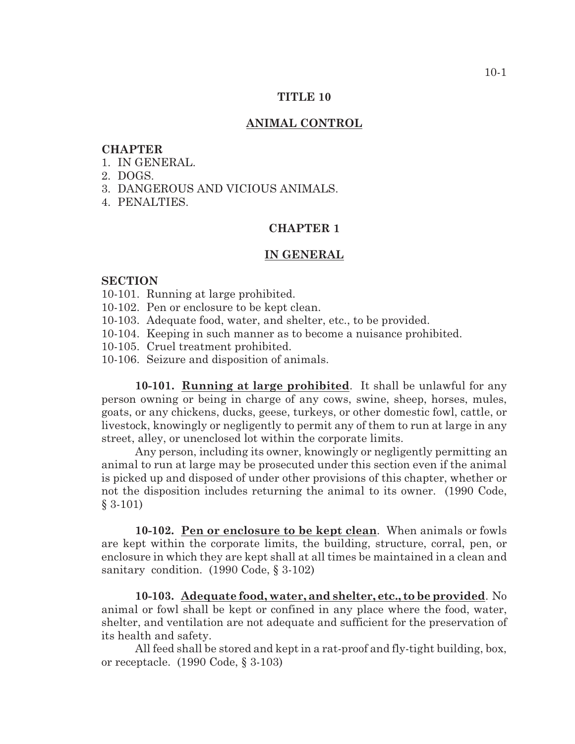# TITLE 10

## ANIMAL CONTROL

**CHAPTER**

1. IN GENERAL.
2. DOGS.
3. DANGEROUS AND VICIOUS ANIMALS.
4. PENALTIES.

## CHAPTER 1

## IN GENERAL

**SECTION**

10-101. Running at large prohibited.
10-102. Pen or enclosure to be kept clean.
10-103. Adequate food, water, and shelter, etc., to be provided.
10-104. Keeping in such manner as to become a nuisance prohibited.
10-105. Cruel treatment prohibited.
10-106. Seizure and disposition of animals.

**10-101. Running at large prohibited**. It shall be unlawful for any person owning or being in charge of any cows, swine, sheep, horses, mules, goats, or any chickens, ducks, geese, turkeys, or other domestic fowl, cattle, or livestock, knowingly or negligently to permit any of them to run at large in any street, alley, or unenclosed lot within the corporate limits.

Any person, including its owner, knowingly or negligently permitting an animal to run at large may be prosecuted under this section even if the animal is picked up and disposed of under other provisions of this chapter, whether or not the disposition includes returning the animal to its owner. (1990 Code, § 3-101)

**10-102. Pen or enclosure to be kept clean**. When animals or fowls are kept within the corporate limits, the building, structure, corral, pen, or enclosure in which they are kept shall at all times be maintained in a clean and sanitary condition. (1990 Code, § 3-102)

**10-103. Adequate food, water, and shelter, etc., to be provided**. No animal or fowl shall be kept or confined in any place where the food, water, shelter, and ventilation are not adequate and sufficient for the preservation of its health and safety.

All feed shall be stored and kept in a rat-proof and fly-tight building, box, or receptacle. (1990 Code, § 3-103)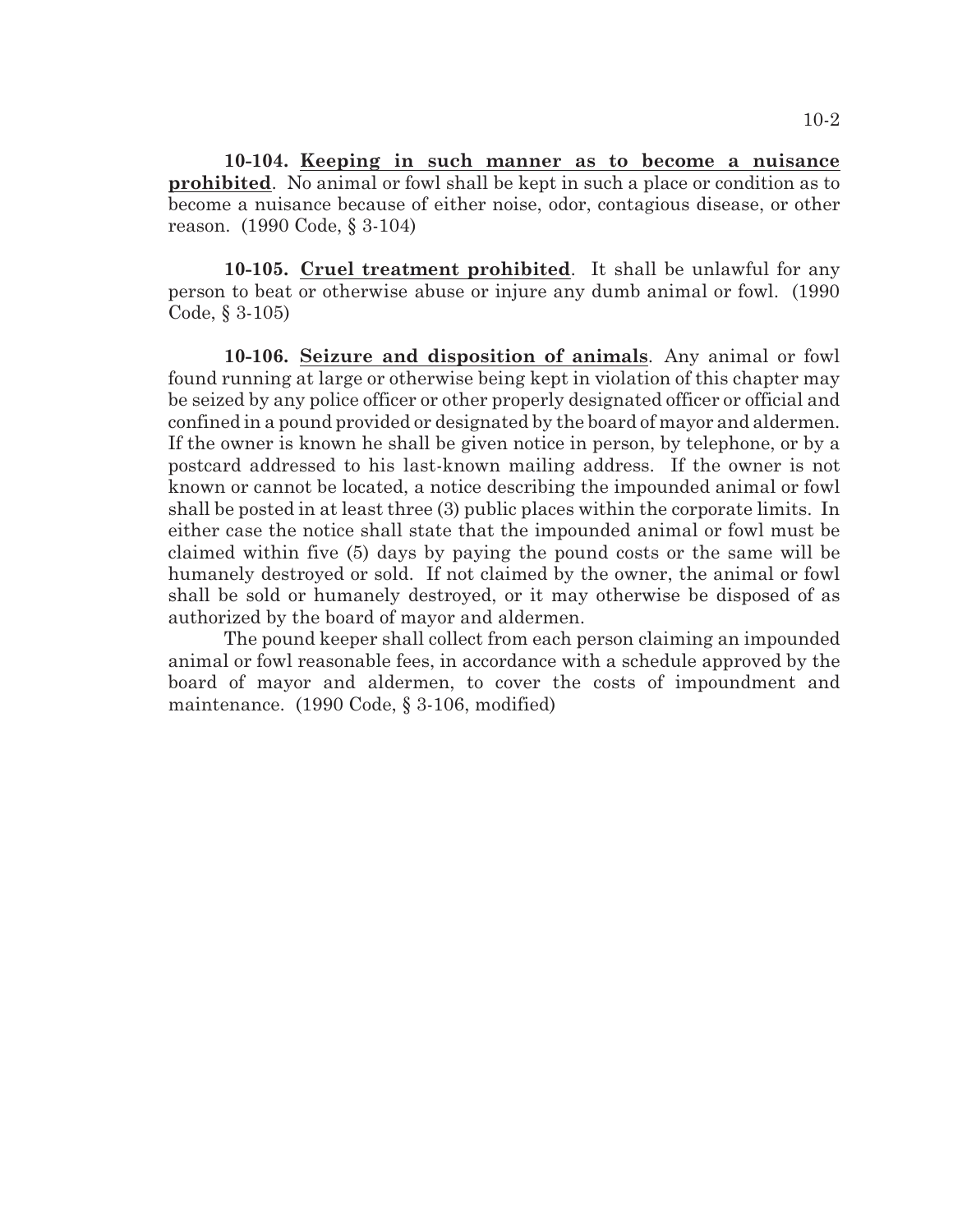**10-104. Keeping in such manner as to become a nuisance prohibited**. No animal or fowl shall be kept in such a place or condition as to become a nuisance because of either noise, odor, contagious disease, or other reason. (1990 Code, § 3-104)

**10-105. Cruel treatment prohibited**. It shall be unlawful for any person to beat or otherwise abuse or injure any dumb animal or fowl. (1990 Code, § 3-105)

**10-106. Seizure and disposition of animals**. Any animal or fowl found running at large or otherwise being kept in violation of this chapter may be seized by any police officer or other properly designated officer or official and confined in a pound provided or designated by the board of mayor and aldermen. If the owner is known he shall be given notice in person, by telephone, or by a postcard addressed to his last-known mailing address. If the owner is not known or cannot be located, a notice describing the impounded animal or fowl shall be posted in at least three (3) public places within the corporate limits. In either case the notice shall state that the impounded animal or fowl must be claimed within five (5) days by paying the pound costs or the same will be humanely destroyed or sold. If not claimed by the owner, the animal or fowl shall be sold or humanely destroyed, or it may otherwise be disposed of as authorized by the board of mayor and aldermen.

The pound keeper shall collect from each person claiming an impounded animal or fowl reasonable fees, in accordance with a schedule approved by the board of mayor and aldermen, to cover the costs of impoundment and maintenance. (1990 Code, § 3-106, modified)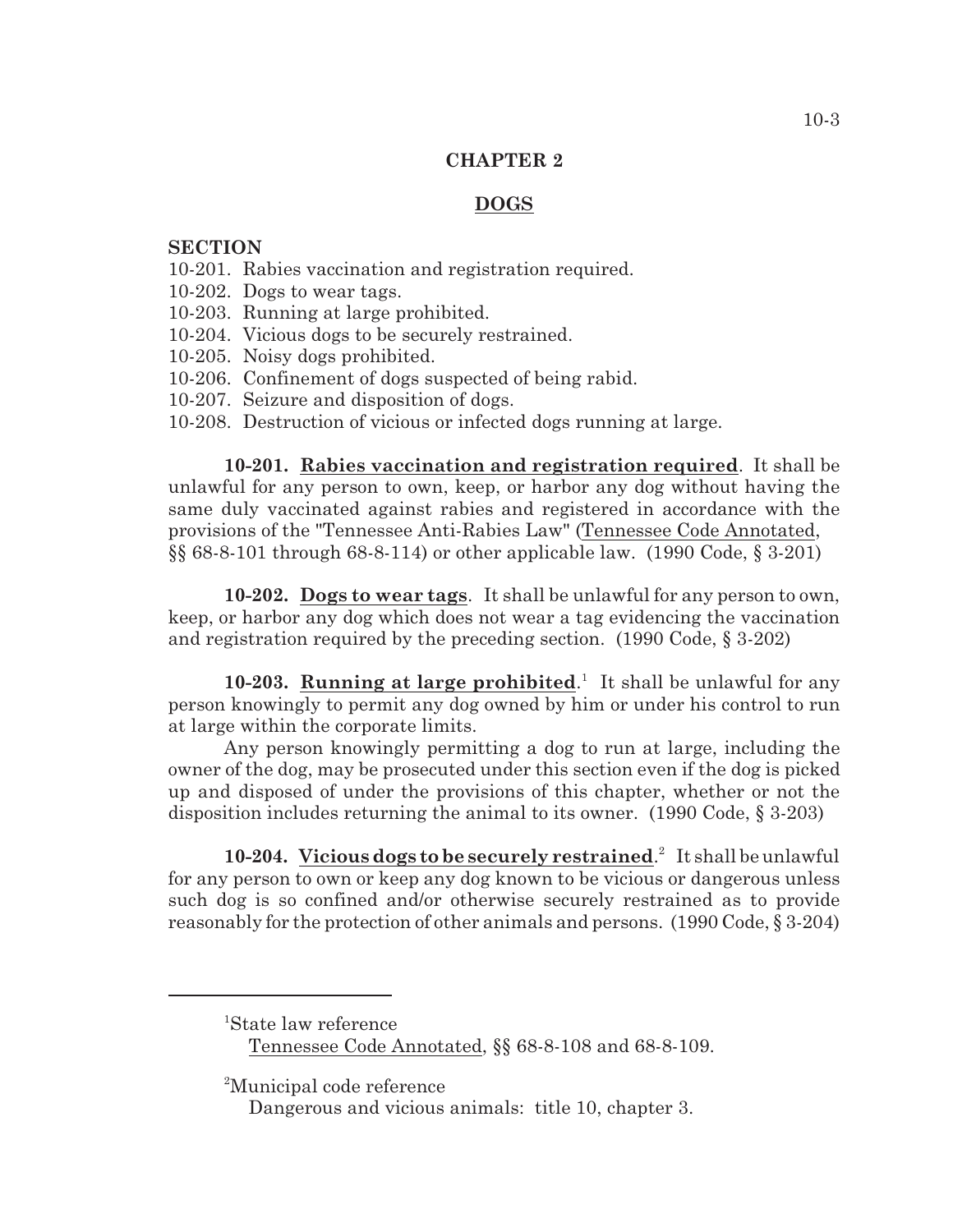## CHAPTER 2

## DOGS

**SECTION**

10-201. Rabies vaccination and registration required.
10-202. Dogs to wear tags.
10-203. Running at large prohibited.
10-204. Vicious dogs to be securely restrained.
10-205. Noisy dogs prohibited.
10-206. Confinement of dogs suspected of being rabid.
10-207. Seizure and disposition of dogs.
10-208. Destruction of vicious or infected dogs running at large.

**10-201. Rabies vaccination and registration required**. It shall be unlawful for any person to own, keep, or harbor any dog without having the same duly vaccinated against rabies and registered in accordance with the provisions of the "Tennessee Anti-Rabies Law" (Tennessee Code Annotated, §§ 68-8-101 through 68-8-114) or other applicable law. (1990 Code, § 3-201)

**10-202. Dogs to wear tags**. It shall be unlawful for any person to own, keep, or harbor any dog which does not wear a tag evidencing the vaccination and registration required by the preceding section. (1990 Code, § 3-202)

**10-203. Running at large prohibited**.[1] It shall be unlawful for any person knowingly to permit any dog owned by him or under his control to run at large within the corporate limits.

Any person knowingly permitting a dog to run at large, including the owner of the dog, may be prosecuted under this section even if the dog is picked up and disposed of under the provisions of this chapter, whether or not the disposition includes returning the animal to its owner. (1990 Code, § 3-203)

**10-204. Vicious dogs to be securely restrained**.[2] It shall be unlawful for any person to own or keep any dog known to be vicious or dangerous unless such dog is so confined and/or otherwise securely restrained as to provide reasonably for the protection of other animals and persons. (1990 Code, § 3-204)

---

[1]State law reference
Tennessee Code Annotated, §§ 68-8-108 and 68-8-109.

[2]Municipal code reference
Dangerous and vicious animals: title 10, chapter 3.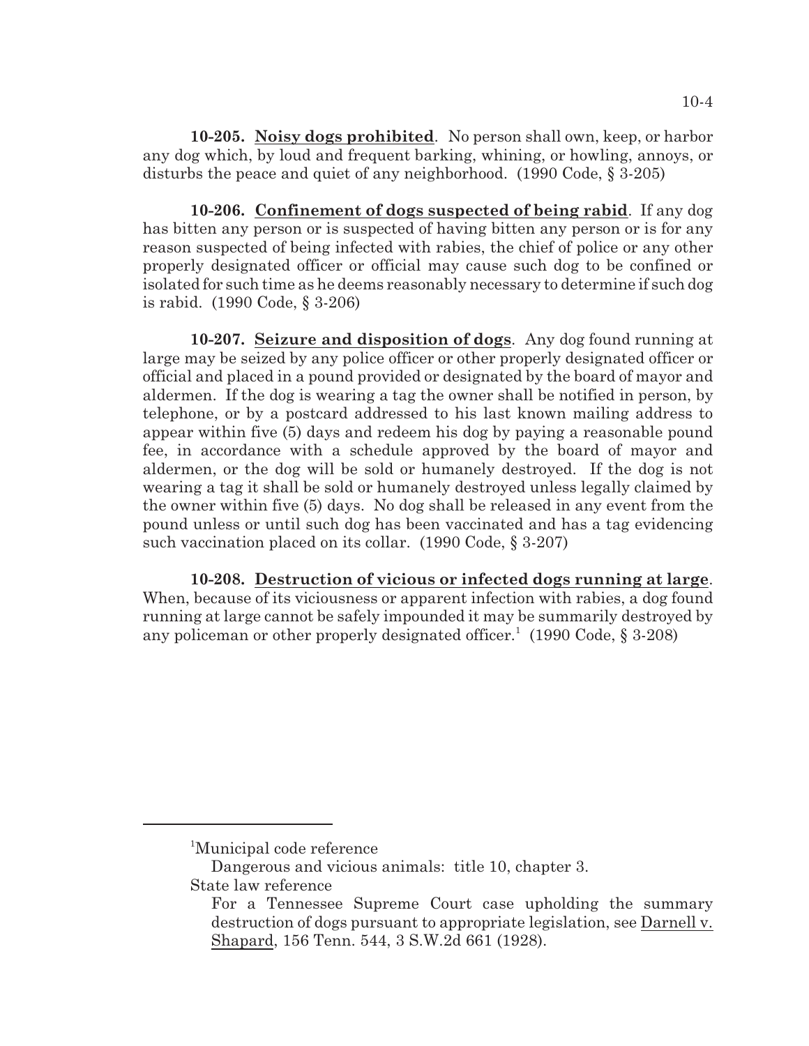**10-205. Noisy dogs prohibited**. No person shall own, keep, or harbor any dog which, by loud and frequent barking, whining, or howling, annoys, or disturbs the peace and quiet of any neighborhood. (1990 Code, § 3-205)

**10-206. Confinement of dogs suspected of being rabid**. If any dog has bitten any person or is suspected of having bitten any person or is for any reason suspected of being infected with rabies, the chief of police or any other properly designated officer or official may cause such dog to be confined or isolated for such time as he deems reasonably necessary to determine if such dog is rabid. (1990 Code, § 3-206)

**10-207. Seizure and disposition of dogs**. Any dog found running at large may be seized by any police officer or other properly designated officer or official and placed in a pound provided or designated by the board of mayor and aldermen. If the dog is wearing a tag the owner shall be notified in person, by telephone, or by a postcard addressed to his last known mailing address to appear within five (5) days and redeem his dog by paying a reasonable pound fee, in accordance with a schedule approved by the board of mayor and aldermen, or the dog will be sold or humanely destroyed. If the dog is not wearing a tag it shall be sold or humanely destroyed unless legally claimed by the owner within five (5) days. No dog shall be released in any event from the pound unless or until such dog has been vaccinated and has a tag evidencing such vaccination placed on its collar. (1990 Code, § 3-207)

**10-208. Destruction of vicious or infected dogs running at large**. When, because of its viciousness or apparent infection with rabies, a dog found running at large cannot be safely impounded it may be summarily destroyed by any policeman or other properly designated officer.[1] (1990 Code, § 3-208)

---

[1]Municipal code reference

Dangerous and vicious animals: title 10, chapter 3.

State law reference

For a Tennessee Supreme Court case upholding the summary destruction of dogs pursuant to appropriate legislation, see Darnell v. Shapard, 156 Tenn. 544, 3 S.W.2d 661 (1928).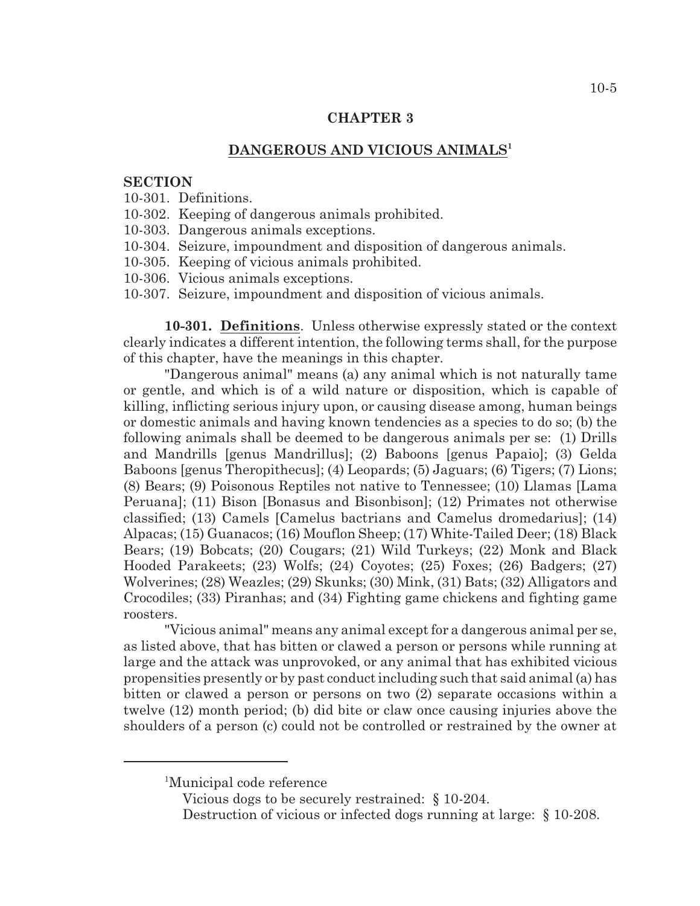## CHAPTER 3

## DANGEROUS AND VICIOUS ANIMALS[1]

**SECTION**

10-301. Definitions.
10-302. Keeping of dangerous animals prohibited.
10-303. Dangerous animals exceptions.
10-304. Seizure, impoundment and disposition of dangerous animals.
10-305. Keeping of vicious animals prohibited.
10-306. Vicious animals exceptions.
10-307. Seizure, impoundment and disposition of vicious animals.

**10-301. Definitions**. Unless otherwise expressly stated or the context clearly indicates a different intention, the following terms shall, for the purpose of this chapter, have the meanings in this chapter.

"Dangerous animal" means (a) any animal which is not naturally tame or gentle, and which is of a wild nature or disposition, which is capable of killing, inflicting serious injury upon, or causing disease among, human beings or domestic animals and having known tendencies as a species to do so; (b) the following animals shall be deemed to be dangerous animals per se: (1) Drills and Mandrills [genus Mandrillus]; (2) Baboons [genus Papaio]; (3) Gelda Baboons [genus Theropithecus]; (4) Leopards; (5) Jaguars; (6) Tigers; (7) Lions; (8) Bears; (9) Poisonous Reptiles not native to Tennessee; (10) Llamas [Lama Peruana]; (11) Bison [Bonasus and Bisonbison]; (12) Primates not otherwise classified; (13) Camels [Camelus bactrians and Camelus dromedarius]; (14) Alpacas; (15) Guanacos; (16) Mouflon Sheep; (17) White-Tailed Deer; (18) Black Bears; (19) Bobcats; (20) Cougars; (21) Wild Turkeys; (22) Monk and Black Hooded Parakeets; (23) Wolfs; (24) Coyotes; (25) Foxes; (26) Badgers; (27) Wolverines; (28) Weazles; (29) Skunks; (30) Mink, (31) Bats; (32) Alligators and Crocodiles; (33) Piranhas; and (34) Fighting game chickens and fighting game roosters.

"Vicious animal" means any animal except for a dangerous animal per se, as listed above, that has bitten or clawed a person or persons while running at large and the attack was unprovoked, or any animal that has exhibited vicious propensities presently or by past conduct including such that said animal (a) has bitten or clawed a person or persons on two (2) separate occasions within a twelve (12) month period; (b) did bite or claw once causing injuries above the shoulders of a person (c) could not be controlled or restrained by the owner at

---

[1]Municipal code reference

Vicious dogs to be securely restrained: § 10-204.

Destruction of vicious or infected dogs running at large: § 10-208.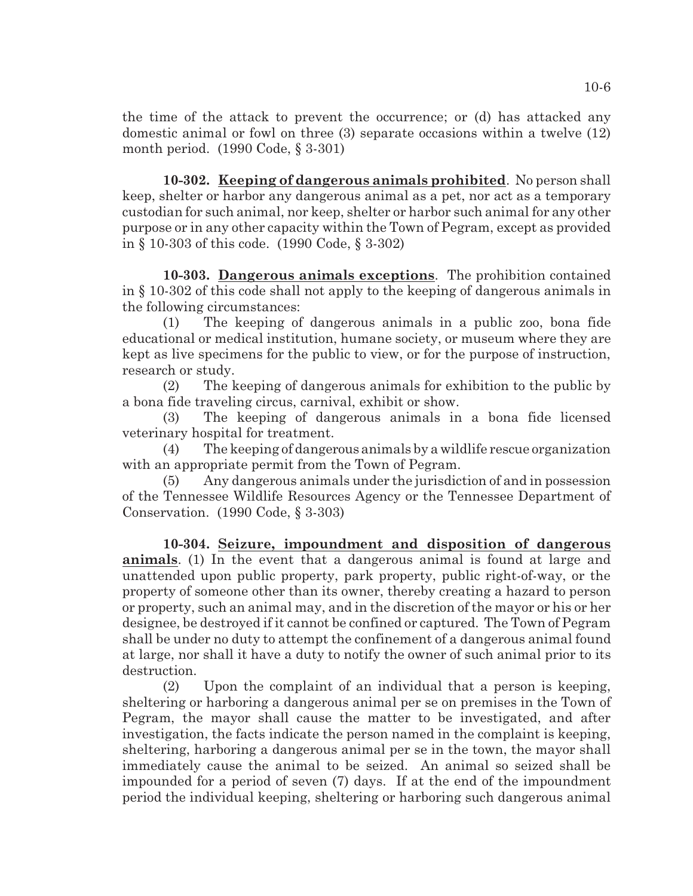the time of the attack to prevent the occurrence; or (d) has attacked any domestic animal or fowl on three (3) separate occasions within a twelve (12) month period. (1990 Code, § 3-301)

**10-302. Keeping of dangerous animals prohibited**. No person shall keep, shelter or harbor any dangerous animal as a pet, nor act as a temporary custodian for such animal, nor keep, shelter or harbor such animal for any other purpose or in any other capacity within the Town of Pegram, except as provided in § 10-303 of this code. (1990 Code, § 3-302)

**10-303. Dangerous animals exceptions**. The prohibition contained in § 10-302 of this code shall not apply to the keeping of dangerous animals in the following circumstances:

(1) The keeping of dangerous animals in a public zoo, bona fide educational or medical institution, humane society, or museum where they are kept as live specimens for the public to view, or for the purpose of instruction, research or study.

(2) The keeping of dangerous animals for exhibition to the public by a bona fide traveling circus, carnival, exhibit or show.

(3) The keeping of dangerous animals in a bona fide licensed veterinary hospital for treatment.

(4) The keeping of dangerous animals by a wildlife rescue organization with an appropriate permit from the Town of Pegram.

(5) Any dangerous animals under the jurisdiction of and in possession of the Tennessee Wildlife Resources Agency or the Tennessee Department of Conservation. (1990 Code, § 3-303)

**10-304. Seizure, impoundment and disposition of dangerous animals**. (1) In the event that a dangerous animal is found at large and unattended upon public property, park property, public right-of-way, or the property of someone other than its owner, thereby creating a hazard to person or property, such an animal may, and in the discretion of the mayor or his or her designee, be destroyed if it cannot be confined or captured. The Town of Pegram shall be under no duty to attempt the confinement of a dangerous animal found at large, nor shall it have a duty to notify the owner of such animal prior to its destruction.

(2) Upon the complaint of an individual that a person is keeping, sheltering or harboring a dangerous animal per se on premises in the Town of Pegram, the mayor shall cause the matter to be investigated, and after investigation, the facts indicate the person named in the complaint is keeping, sheltering, harboring a dangerous animal per se in the town, the mayor shall immediately cause the animal to be seized. An animal so seized shall be impounded for a period of seven (7) days. If at the end of the impoundment period the individual keeping, sheltering or harboring such dangerous animal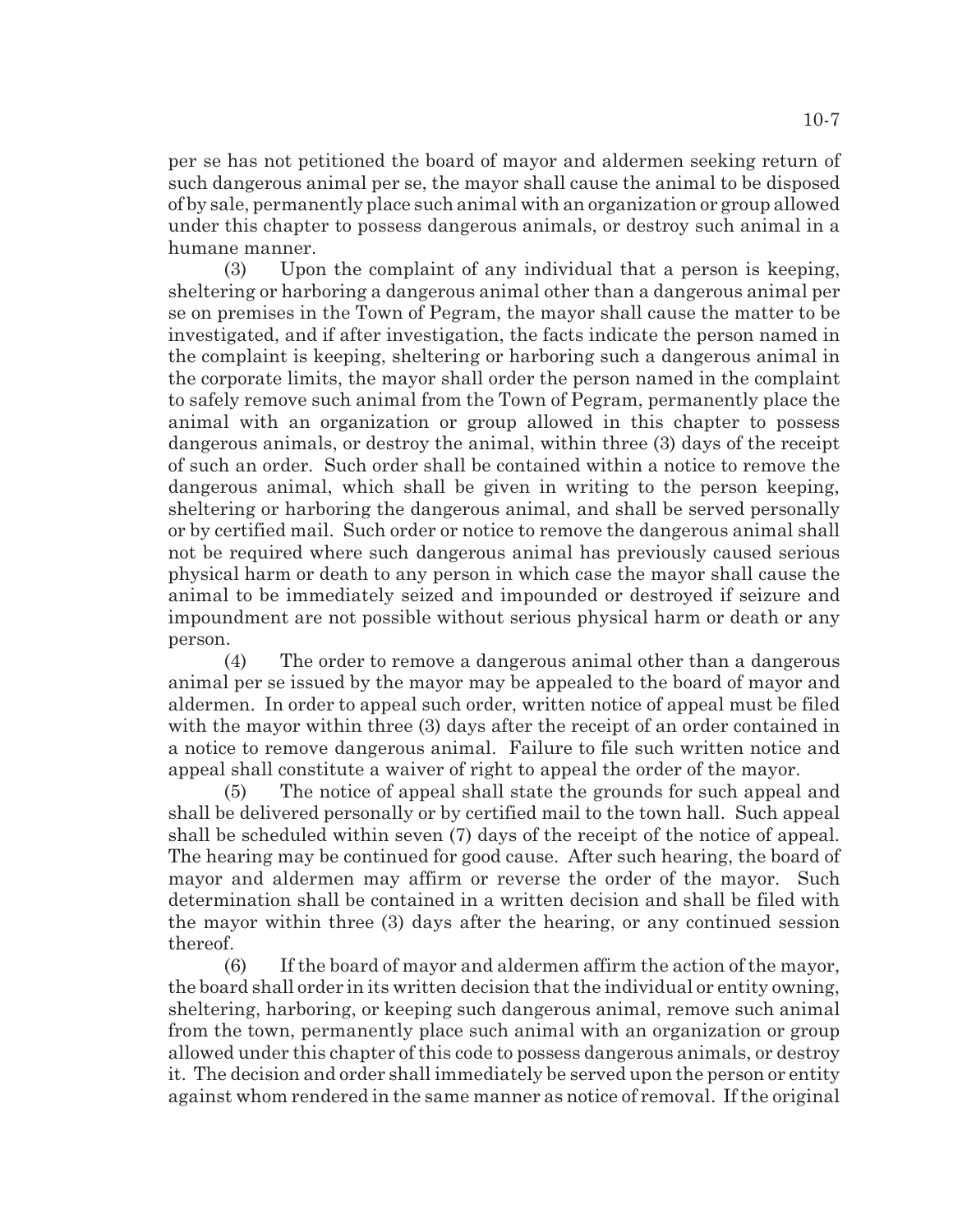per se has not petitioned the board of mayor and aldermen seeking return of such dangerous animal per se, the mayor shall cause the animal to be disposed of by sale, permanently place such animal with an organization or group allowed under this chapter to possess dangerous animals, or destroy such animal in a humane manner.

(3) Upon the complaint of any individual that a person is keeping, sheltering or harboring a dangerous animal other than a dangerous animal per se on premises in the Town of Pegram, the mayor shall cause the matter to be investigated, and if after investigation, the facts indicate the person named in the complaint is keeping, sheltering or harboring such a dangerous animal in the corporate limits, the mayor shall order the person named in the complaint to safely remove such animal from the Town of Pegram, permanently place the animal with an organization or group allowed in this chapter to possess dangerous animals, or destroy the animal, within three (3) days of the receipt of such an order. Such order shall be contained within a notice to remove the dangerous animal, which shall be given in writing to the person keeping, sheltering or harboring the dangerous animal, and shall be served personally or by certified mail. Such order or notice to remove the dangerous animal shall not be required where such dangerous animal has previously caused serious physical harm or death to any person in which case the mayor shall cause the animal to be immediately seized and impounded or destroyed if seizure and impoundment are not possible without serious physical harm or death or any person.

(4) The order to remove a dangerous animal other than a dangerous animal per se issued by the mayor may be appealed to the board of mayor and aldermen. In order to appeal such order, written notice of appeal must be filed with the mayor within three (3) days after the receipt of an order contained in a notice to remove dangerous animal. Failure to file such written notice and appeal shall constitute a waiver of right to appeal the order of the mayor.

(5) The notice of appeal shall state the grounds for such appeal and shall be delivered personally or by certified mail to the town hall. Such appeal shall be scheduled within seven (7) days of the receipt of the notice of appeal. The hearing may be continued for good cause. After such hearing, the board of mayor and aldermen may affirm or reverse the order of the mayor. Such determination shall be contained in a written decision and shall be filed with the mayor within three (3) days after the hearing, or any continued session thereof.

(6) If the board of mayor and aldermen affirm the action of the mayor, the board shall order in its written decision that the individual or entity owning, sheltering, harboring, or keeping such dangerous animal, remove such animal from the town, permanently place such animal with an organization or group allowed under this chapter of this code to possess dangerous animals, or destroy it. The decision and order shall immediately be served upon the person or entity against whom rendered in the same manner as notice of removal. If the original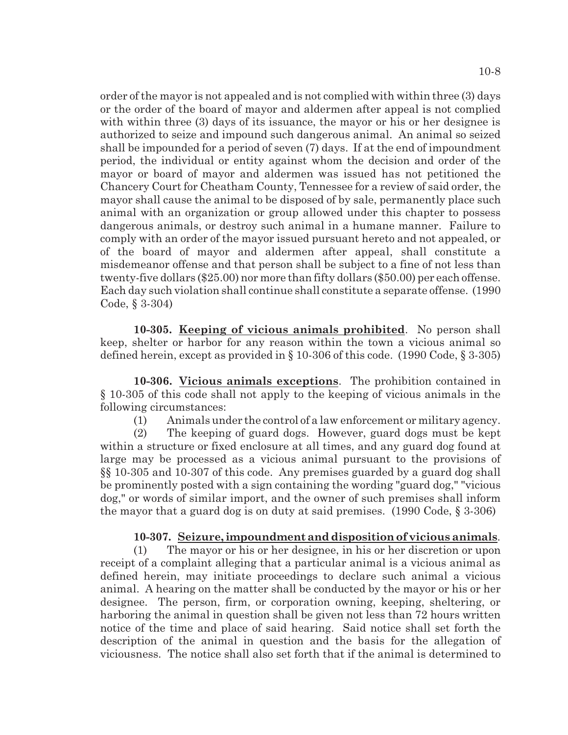order of the mayor is not appealed and is not complied with within three (3) days or the order of the board of mayor and aldermen after appeal is not complied with within three (3) days of its issuance, the mayor or his or her designee is authorized to seize and impound such dangerous animal. An animal so seized shall be impounded for a period of seven (7) days. If at the end of impoundment period, the individual or entity against whom the decision and order of the mayor or board of mayor and aldermen was issued has not petitioned the Chancery Court for Cheatham County, Tennessee for a review of said order, the mayor shall cause the animal to be disposed of by sale, permanently place such animal with an organization or group allowed under this chapter to possess dangerous animals, or destroy such animal in a humane manner. Failure to comply with an order of the mayor issued pursuant hereto and not appealed, or of the board of mayor and aldermen after appeal, shall constitute a misdemeanor offense and that person shall be subject to a fine of not less than twenty-five dollars ($25.00) nor more than fifty dollars ($50.00) per each offense. Each day such violation shall continue shall constitute a separate offense. (1990 Code, § 3-304)

**10-305. Keeping of vicious animals prohibited**. No person shall keep, shelter or harbor for any reason within the town a vicious animal so defined herein, except as provided in § 10-306 of this code. (1990 Code, § 3-305)

**10-306. Vicious animals exceptions**. The prohibition contained in § 10-305 of this code shall not apply to the keeping of vicious animals in the following circumstances:

(1) Animals under the control of a law enforcement or military agency.

(2) The keeping of guard dogs. However, guard dogs must be kept within a structure or fixed enclosure at all times, and any guard dog found at large may be processed as a vicious animal pursuant to the provisions of §§ 10-305 and 10-307 of this code. Any premises guarded by a guard dog shall be prominently posted with a sign containing the wording "guard dog," "vicious dog," or words of similar import, and the owner of such premises shall inform the mayor that a guard dog is on duty at said premises. (1990 Code, § 3-306)

**10-307. Seizure, impoundment and disposition of vicious animals**.

(1) The mayor or his or her designee, in his or her discretion or upon receipt of a complaint alleging that a particular animal is a vicious animal as defined herein, may initiate proceedings to declare such animal a vicious animal. A hearing on the matter shall be conducted by the mayor or his or her designee. The person, firm, or corporation owning, keeping, sheltering, or harboring the animal in question shall be given not less than 72 hours written notice of the time and place of said hearing. Said notice shall set forth the description of the animal in question and the basis for the allegation of viciousness. The notice shall also set forth that if the animal is determined to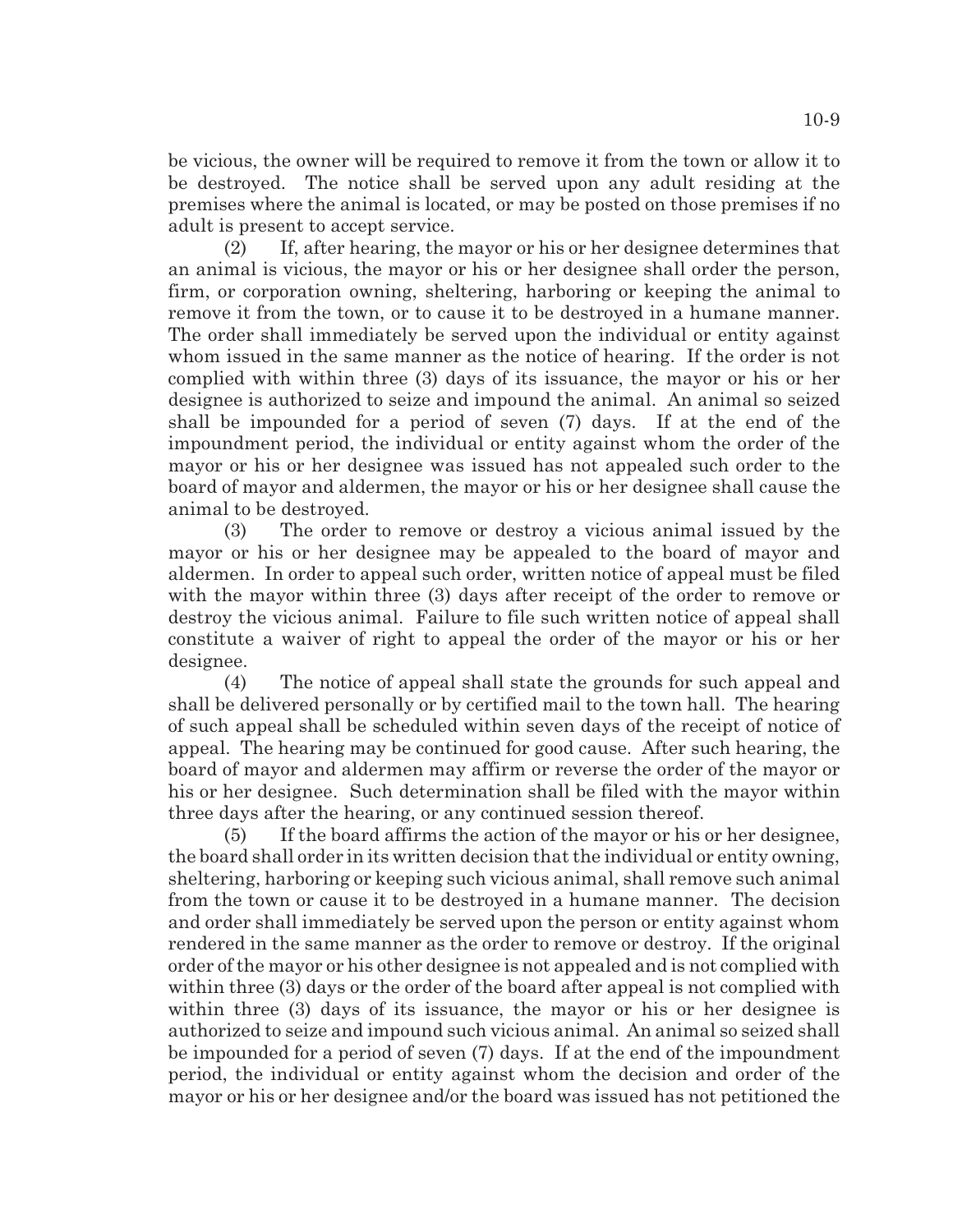be vicious, the owner will be required to remove it from the town or allow it to be destroyed. The notice shall be served upon any adult residing at the premises where the animal is located, or may be posted on those premises if no adult is present to accept service.

(2) If, after hearing, the mayor or his or her designee determines that an animal is vicious, the mayor or his or her designee shall order the person, firm, or corporation owning, sheltering, harboring or keeping the animal to remove it from the town, or to cause it to be destroyed in a humane manner. The order shall immediately be served upon the individual or entity against whom issued in the same manner as the notice of hearing. If the order is not complied with within three (3) days of its issuance, the mayor or his or her designee is authorized to seize and impound the animal. An animal so seized shall be impounded for a period of seven (7) days. If at the end of the impoundment period, the individual or entity against whom the order of the mayor or his or her designee was issued has not appealed such order to the board of mayor and aldermen, the mayor or his or her designee shall cause the animal to be destroyed.

(3) The order to remove or destroy a vicious animal issued by the mayor or his or her designee may be appealed to the board of mayor and aldermen. In order to appeal such order, written notice of appeal must be filed with the mayor within three (3) days after receipt of the order to remove or destroy the vicious animal. Failure to file such written notice of appeal shall constitute a waiver of right to appeal the order of the mayor or his or her designee.

(4) The notice of appeal shall state the grounds for such appeal and shall be delivered personally or by certified mail to the town hall. The hearing of such appeal shall be scheduled within seven days of the receipt of notice of appeal. The hearing may be continued for good cause. After such hearing, the board of mayor and aldermen may affirm or reverse the order of the mayor or his or her designee. Such determination shall be filed with the mayor within three days after the hearing, or any continued session thereof.

(5) If the board affirms the action of the mayor or his or her designee, the board shall order in its written decision that the individual or entity owning, sheltering, harboring or keeping such vicious animal, shall remove such animal from the town or cause it to be destroyed in a humane manner. The decision and order shall immediately be served upon the person or entity against whom rendered in the same manner as the order to remove or destroy. If the original order of the mayor or his other designee is not appealed and is not complied with within three (3) days or the order of the board after appeal is not complied with within three (3) days of its issuance, the mayor or his or her designee is authorized to seize and impound such vicious animal. An animal so seized shall be impounded for a period of seven (7) days. If at the end of the impoundment period, the individual or entity against whom the decision and order of the mayor or his or her designee and/or the board was issued has not petitioned the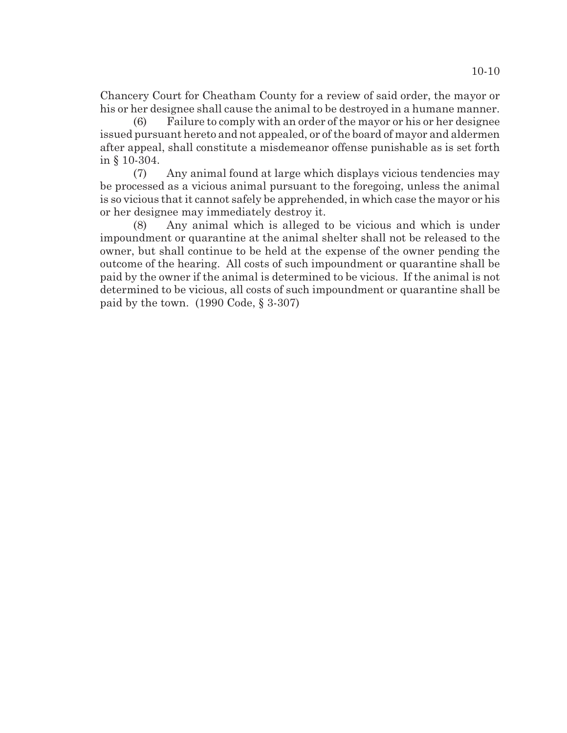Chancery Court for Cheatham County for a review of said order, the mayor or his or her designee shall cause the animal to be destroyed in a humane manner.

(6) Failure to comply with an order of the mayor or his or her designee issued pursuant hereto and not appealed, or of the board of mayor and aldermen after appeal, shall constitute a misdemeanor offense punishable as is set forth in § 10-304.

(7) Any animal found at large which displays vicious tendencies may be processed as a vicious animal pursuant to the foregoing, unless the animal is so vicious that it cannot safely be apprehended, in which case the mayor or his or her designee may immediately destroy it.

(8) Any animal which is alleged to be vicious and which is under impoundment or quarantine at the animal shelter shall not be released to the owner, but shall continue to be held at the expense of the owner pending the outcome of the hearing. All costs of such impoundment or quarantine shall be paid by the owner if the animal is determined to be vicious. If the animal is not determined to be vicious, all costs of such impoundment or quarantine shall be paid by the town. (1990 Code, § 3-307)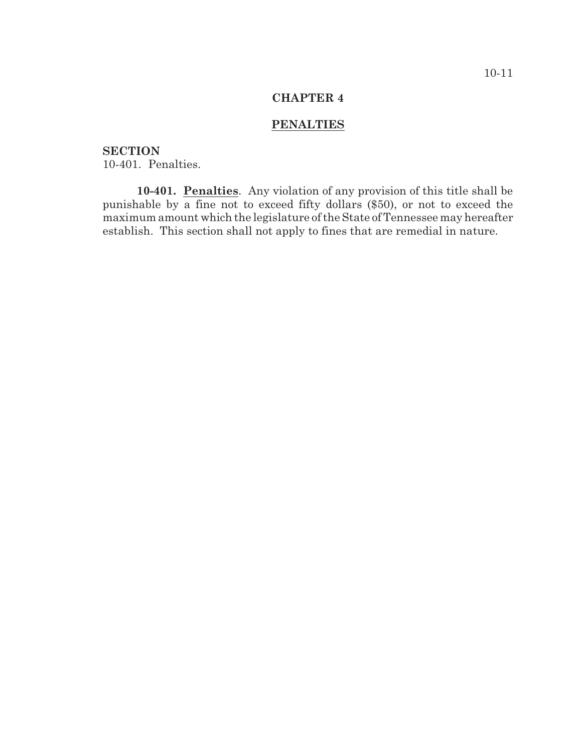# CHAPTER 4

## PENALTIES

**SECTION**
10-401. Penalties.

**10-401. Penalties**. Any violation of any provision of this title shall be punishable by a fine not to exceed fifty dollars ($50), or not to exceed the maximum amount which the legislature of the State of Tennessee may hereafter establish. This section shall not apply to fines that are remedial in nature.